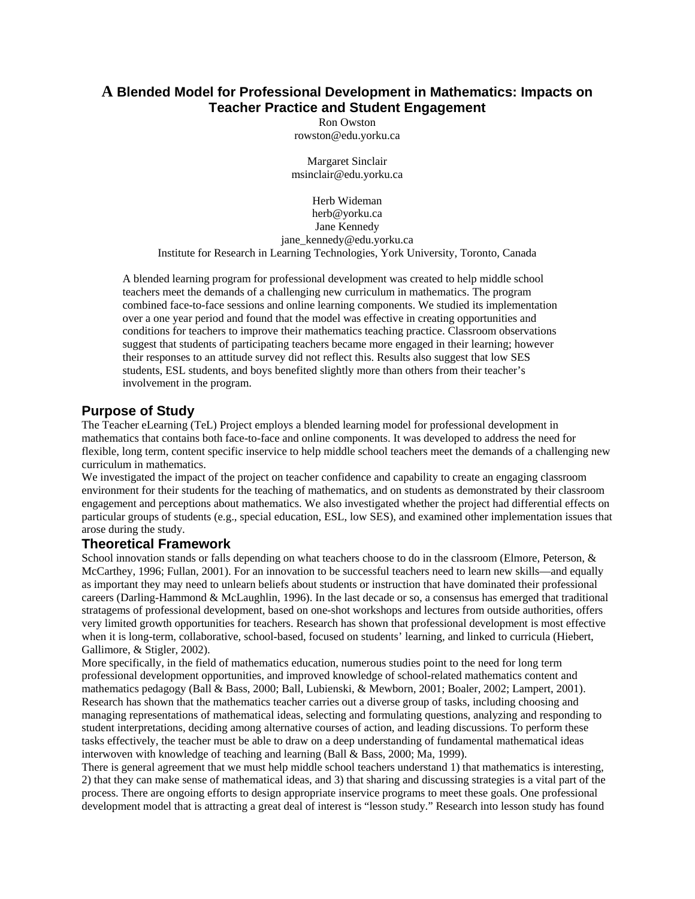# A Blended Model for Professional Development in Mathematics: Impacts on Teacher Practice and Student Engagement

Ron Owston
rowston@edu.yorku.ca

Margaret Sinclair
msinclair@edu.yorku.ca

Herb Wideman
herb@yorku.ca
Jane Kennedy
jane_kennedy@edu.yorku.ca
Institute for Research in Learning Technologies, York University, Toronto, Canada

A blended learning program for professional development was created to help middle school teachers meet the demands of a challenging new curriculum in mathematics. The program combined face-to-face sessions and online learning components. We studied its implementation over a one year period and found that the model was effective in creating opportunities and conditions for teachers to improve their mathematics teaching practice. Classroom observations suggest that students of participating teachers became more engaged in their learning; however their responses to an attitude survey did not reflect this. Results also suggest that low SES students, ESL students, and boys benefited slightly more than others from their teacher's involvement in the program.

## Purpose of Study

The Teacher eLearning (TeL) Project employs a blended learning model for professional development in mathematics that contains both face-to-face and online components. It was developed to address the need for flexible, long term, content specific inservice to help middle school teachers meet the demands of a challenging new curriculum in mathematics.

We investigated the impact of the project on teacher confidence and capability to create an engaging classroom environment for their students for the teaching of mathematics, and on students as demonstrated by their classroom engagement and perceptions about mathematics. We also investigated whether the project had differential effects on particular groups of students (e.g., special education, ESL, low SES), and examined other implementation issues that arose during the study.

## Theoretical Framework

School innovation stands or falls depending on what teachers choose to do in the classroom (Elmore, Peterson, & McCarthey, 1996; Fullan, 2001). For an innovation to be successful teachers need to learn new skills—and equally as important they may need to unlearn beliefs about students or instruction that have dominated their professional careers (Darling-Hammond & McLaughlin, 1996). In the last decade or so, a consensus has emerged that traditional stratagems of professional development, based on one-shot workshops and lectures from outside authorities, offers very limited growth opportunities for teachers. Research has shown that professional development is most effective when it is long-term, collaborative, school-based, focused on students' learning, and linked to curricula (Hiebert, Gallimore, & Stigler, 2002).

More specifically, in the field of mathematics education, numerous studies point to the need for long term professional development opportunities, and improved knowledge of school-related mathematics content and mathematics pedagogy (Ball & Bass, 2000; Ball, Lubienski, & Mewborn, 2001; Boaler, 2002; Lampert, 2001). Research has shown that the mathematics teacher carries out a diverse group of tasks, including choosing and managing representations of mathematical ideas, selecting and formulating questions, analyzing and responding to student interpretations, deciding among alternative courses of action, and leading discussions. To perform these tasks effectively, the teacher must be able to draw on a deep understanding of fundamental mathematical ideas interwoven with knowledge of teaching and learning (Ball & Bass, 2000; Ma, 1999).

There is general agreement that we must help middle school teachers understand 1) that mathematics is interesting, 2) that they can make sense of mathematical ideas, and 3) that sharing and discussing strategies is a vital part of the process. There are ongoing efforts to design appropriate inservice programs to meet these goals. One professional development model that is attracting a great deal of interest is "lesson study." Research into lesson study has found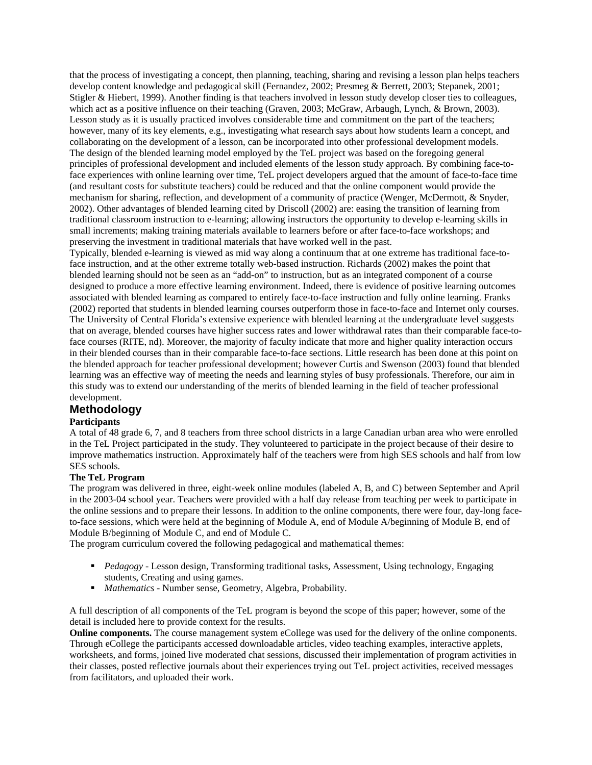that the process of investigating a concept, then planning, teaching, sharing and revising a lesson plan helps teachers develop content knowledge and pedagogical skill (Fernandez, 2002; Presmeg & Berrett, 2003; Stepanek, 2001; Stigler & Hiebert, 1999). Another finding is that teachers involved in lesson study develop closer ties to colleagues, which act as a positive influence on their teaching (Graven, 2003; McGraw, Arbaugh, Lynch, & Brown, 2003). Lesson study as it is usually practiced involves considerable time and commitment on the part of the teachers; however, many of its key elements, e.g., investigating what research says about how students learn a concept, and collaborating on the development of a lesson, can be incorporated into other professional development models.

The design of the blended learning model employed by the TeL project was based on the foregoing general principles of professional development and included elements of the lesson study approach. By combining face-to-face experiences with online learning over time, TeL project developers argued that the amount of face-to-face time (and resultant costs for substitute teachers) could be reduced and that the online component would provide the mechanism for sharing, reflection, and development of a community of practice (Wenger, McDermott, & Snyder, 2002). Other advantages of blended learning cited by Driscoll (2002) are: easing the transition of learning from traditional classroom instruction to e-learning; allowing instructors the opportunity to develop e-learning skills in small increments; making training materials available to learners before or after face-to-face workshops; and preserving the investment in traditional materials that have worked well in the past.

Typically, blended e-learning is viewed as mid way along a continuum that at one extreme has traditional face-to-face instruction, and at the other extreme totally web-based instruction. Richards (2002) makes the point that blended learning should not be seen as an "add-on" to instruction, but as an integrated component of a course designed to produce a more effective learning environment. Indeed, there is evidence of positive learning outcomes associated with blended learning as compared to entirely face-to-face instruction and fully online learning. Franks (2002) reported that students in blended learning courses outperform those in face-to-face and Internet only courses. The University of Central Florida's extensive experience with blended learning at the undergraduate level suggests that on average, blended courses have higher success rates and lower withdrawal rates than their comparable face-to-face courses (RITE, nd). Moreover, the majority of faculty indicate that more and higher quality interaction occurs in their blended courses than in their comparable face-to-face sections. Little research has been done at this point on the blended approach for teacher professional development; however Curtis and Swenson (2003) found that blended learning was an effective way of meeting the needs and learning styles of busy professionals. Therefore, our aim in this study was to extend our understanding of the merits of blended learning in the field of teacher professional development.

## Methodology

**Participants**

A total of 48 grade 6, 7, and 8 teachers from three school districts in a large Canadian urban area who were enrolled in the TeL Project participated in the study. They volunteered to participate in the project because of their desire to improve mathematics instruction. Approximately half of the teachers were from high SES schools and half from low SES schools.

**The TeL Program**

The program was delivered in three, eight-week online modules (labeled A, B, and C) between September and April in the 2003-04 school year. Teachers were provided with a half day release from teaching per week to participate in the online sessions and to prepare their lessons. In addition to the online components, there were four, day-long face-to-face sessions, which were held at the beginning of Module A, end of Module A/beginning of Module B, end of Module B/beginning of Module C, and end of Module C.

The program curriculum covered the following pedagogical and mathematical themes:

- *Pedagogy* - Lesson design, Transforming traditional tasks, Assessment, Using technology, Engaging students, Creating and using games.
- *Mathematics* - Number sense, Geometry, Algebra, Probability.

A full description of all components of the TeL program is beyond the scope of this paper; however, some of the detail is included here to provide context for the results.

**Online components.** The course management system eCollege was used for the delivery of the online components. Through eCollege the participants accessed downloadable articles, video teaching examples, interactive applets, worksheets, and forms, joined live moderated chat sessions, discussed their implementation of program activities in their classes, posted reflective journals about their experiences trying out TeL project activities, received messages from facilitators, and uploaded their work.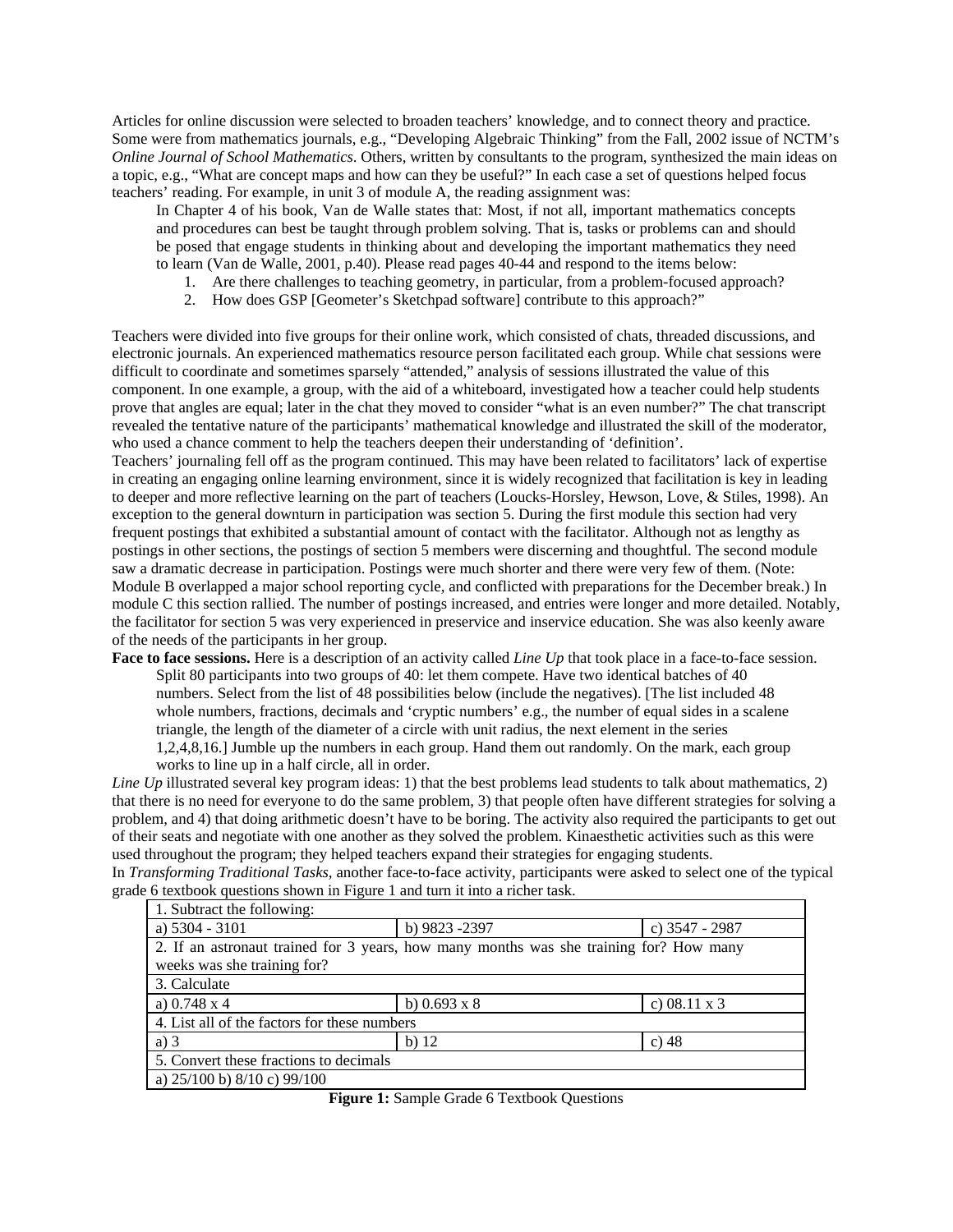Articles for online discussion were selected to broaden teachers' knowledge, and to connect theory and practice. Some were from mathematics journals, e.g., "Developing Algebraic Thinking" from the Fall, 2002 issue of NCTM's *Online Journal of School Mathematics*. Others, written by consultants to the program, synthesized the main ideas on a topic, e.g., "What are concept maps and how can they be useful?" In each case a set of questions helped focus teachers' reading. For example, in unit 3 of module A, the reading assignment was:

> In Chapter 4 of his book, Van de Walle states that: Most, if not all, important mathematics concepts and procedures can best be taught through problem solving. That is, tasks or problems can and should be posed that engage students in thinking about and developing the important mathematics they need to learn (Van de Walle, 2001, p.40). Please read pages 40-44 and respond to the items below:
>
> 1. Are there challenges to teaching geometry, in particular, from a problem-focused approach?
> 2. How does GSP [Geometer's Sketchpad software] contribute to this approach?"

Teachers were divided into five groups for their online work, which consisted of chats, threaded discussions, and electronic journals. An experienced mathematics resource person facilitated each group. While chat sessions were difficult to coordinate and sometimes sparsely "attended," analysis of sessions illustrated the value of this component. In one example, a group, with the aid of a whiteboard, investigated how a teacher could help students prove that angles are equal; later in the chat they moved to consider "what is an even number?" The chat transcript revealed the tentative nature of the participants' mathematical knowledge and illustrated the skill of the moderator, who used a chance comment to help the teachers deepen their understanding of 'definition'.

Teachers' journaling fell off as the program continued. This may have been related to facilitators' lack of expertise in creating an engaging online learning environment, since it is widely recognized that facilitation is key in leading to deeper and more reflective learning on the part of teachers (Loucks-Horsley, Hewson, Love, & Stiles, 1998). An exception to the general downturn in participation was section 5. During the first module this section had very frequent postings that exhibited a substantial amount of contact with the facilitator. Although not as lengthy as postings in other sections, the postings of section 5 members were discerning and thoughtful. The second module saw a dramatic decrease in participation. Postings were much shorter and there were very few of them. (Note: Module B overlapped a major school reporting cycle, and conflicted with preparations for the December break.) In module C this section rallied. The number of postings increased, and entries were longer and more detailed. Notably, the facilitator for section 5 was very experienced in preservice and inservice education. She was also keenly aware of the needs of the participants in her group.

**Face to face sessions.** Here is a description of an activity called *Line Up* that took place in a face-to-face session.

> Split 80 participants into two groups of 40: let them compete. Have two identical batches of 40 numbers. Select from the list of 48 possibilities below (include the negatives). [The list included 48 whole numbers, fractions, decimals and 'cryptic numbers' e.g., the number of equal sides in a scalene triangle, the length of the diameter of a circle with unit radius, the next element in the series 1,2,4,8,16.] Jumble up the numbers in each group. Hand them out randomly. On the mark, each group works to line up in a half circle, all in order.

*Line Up* illustrated several key program ideas: 1) that the best problems lead students to talk about mathematics, 2) that there is no need for everyone to do the same problem, 3) that people often have different strategies for solving a problem, and 4) that doing arithmetic doesn't have to be boring. The activity also required the participants to get out of their seats and negotiate with one another as they solved the problem. Kinaesthetic activities such as this were used throughout the program; they helped teachers expand their strategies for engaging students.

In *Transforming Traditional Tasks*, another face-to-face activity, participants were asked to select one of the typical grade 6 textbook questions shown in Figure 1 and turn it into a richer task.

| 1. Subtract the following: | | |
|---|---|---|
| a) 5304 - 3101 | b) 9823 -2397 | c) 3547 - 2987 |
| 2. If an astronaut trained for 3 years, how many months was she training for? How many weeks was she training for? | | |
| 3. Calculate | | |
| a) 0.748 x 4 | b) 0.693 x 8 | c) 08.11 x 3 |
| 4. List all of the factors for these numbers | | |
| a) 3 | b) 12 | c) 48 |
| 5. Convert these fractions to decimals | | |
| a) 25/100 b) 8/10 c) 99/100 | | |

**Figure 1:** Sample Grade 6 Textbook Questions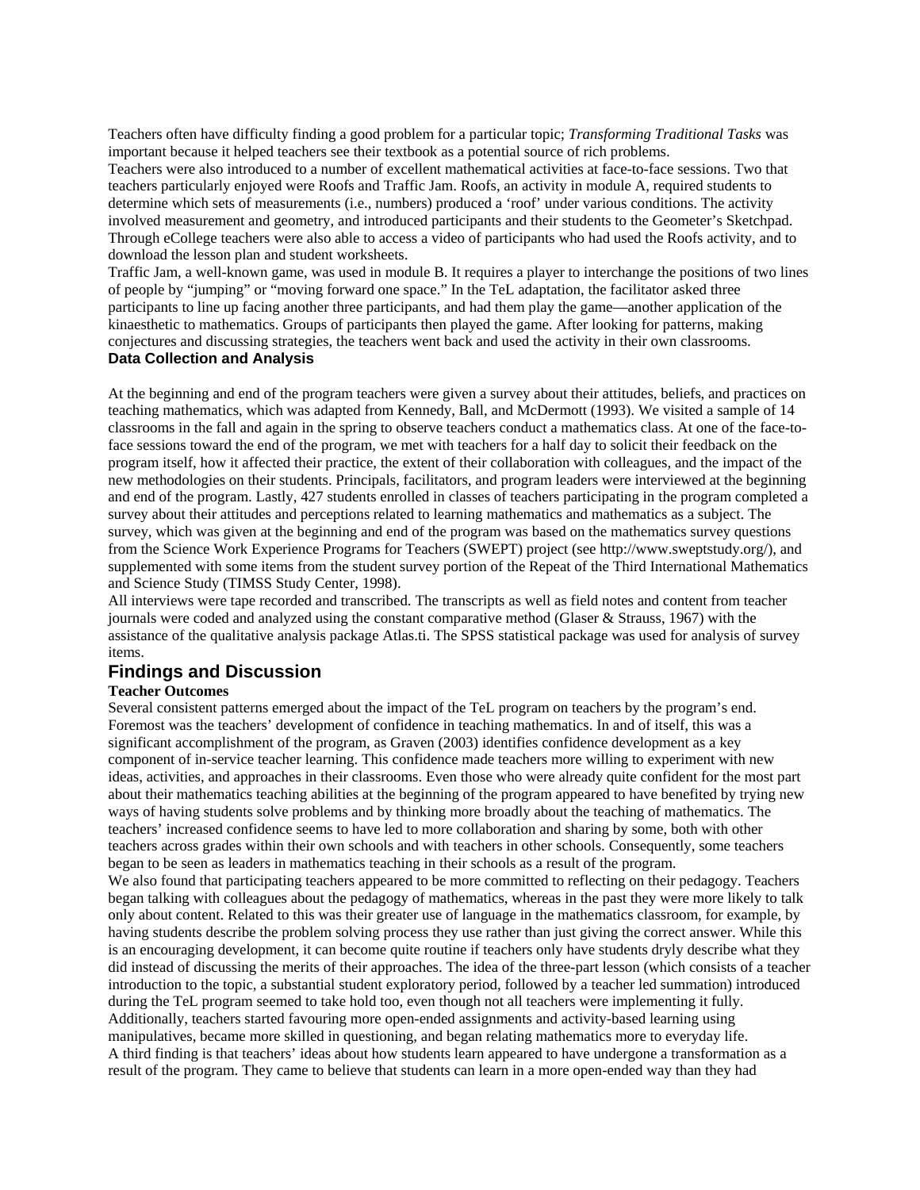Teachers often have difficulty finding a good problem for a particular topic; *Transforming Traditional Tasks* was important because it helped teachers see their textbook as a potential source of rich problems.

Teachers were also introduced to a number of excellent mathematical activities at face-to-face sessions. Two that teachers particularly enjoyed were Roofs and Traffic Jam. Roofs, an activity in module A, required students to determine which sets of measurements (i.e., numbers) produced a 'roof' under various conditions. The activity involved measurement and geometry, and introduced participants and their students to the Geometer's Sketchpad. Through eCollege teachers were also able to access a video of participants who had used the Roofs activity, and to download the lesson plan and student worksheets.

Traffic Jam, a well-known game, was used in module B. It requires a player to interchange the positions of two lines of people by "jumping" or "moving forward one space." In the TeL adaptation, the facilitator asked three participants to line up facing another three participants, and had them play the game—another application of the kinaesthetic to mathematics. Groups of participants then played the game. After looking for patterns, making conjectures and discussing strategies, the teachers went back and used the activity in their own classrooms.

### Data Collection and Analysis

At the beginning and end of the program teachers were given a survey about their attitudes, beliefs, and practices on teaching mathematics, which was adapted from Kennedy, Ball, and McDermott (1993). We visited a sample of 14 classrooms in the fall and again in the spring to observe teachers conduct a mathematics class. At one of the face-to-face sessions toward the end of the program, we met with teachers for a half day to solicit their feedback on the program itself, how it affected their practice, the extent of their collaboration with colleagues, and the impact of the new methodologies on their students. Principals, facilitators, and program leaders were interviewed at the beginning and end of the program. Lastly, 427 students enrolled in classes of teachers participating in the program completed a survey about their attitudes and perceptions related to learning mathematics and mathematics as a subject. The survey, which was given at the beginning and end of the program was based on the mathematics survey questions from the Science Work Experience Programs for Teachers (SWEPT) project (see http://www.sweptstudy.org/), and supplemented with some items from the student survey portion of the Repeat of the Third International Mathematics and Science Study (TIMSS Study Center, 1998).

All interviews were tape recorded and transcribed. The transcripts as well as field notes and content from teacher journals were coded and analyzed using the constant comparative method (Glaser & Strauss, 1967) with the assistance of the qualitative analysis package Atlas.ti. The SPSS statistical package was used for analysis of survey items.

## Findings and Discussion

### Teacher Outcomes

Several consistent patterns emerged about the impact of the TeL program on teachers by the program's end. Foremost was the teachers' development of confidence in teaching mathematics. In and of itself, this was a significant accomplishment of the program, as Graven (2003) identifies confidence development as a key component of in-service teacher learning. This confidence made teachers more willing to experiment with new ideas, activities, and approaches in their classrooms. Even those who were already quite confident for the most part about their mathematics teaching abilities at the beginning of the program appeared to have benefited by trying new ways of having students solve problems and by thinking more broadly about the teaching of mathematics. The teachers' increased confidence seems to have led to more collaboration and sharing by some, both with other teachers across grades within their own schools and with teachers in other schools. Consequently, some teachers began to be seen as leaders in mathematics teaching in their schools as a result of the program.

We also found that participating teachers appeared to be more committed to reflecting on their pedagogy. Teachers began talking with colleagues about the pedagogy of mathematics, whereas in the past they were more likely to talk only about content. Related to this was their greater use of language in the mathematics classroom, for example, by having students describe the problem solving process they use rather than just giving the correct answer. While this is an encouraging development, it can become quite routine if teachers only have students dryly describe what they did instead of discussing the merits of their approaches. The idea of the three-part lesson (which consists of a teacher introduction to the topic, a substantial student exploratory period, followed by a teacher led summation) introduced during the TeL program seemed to take hold too, even though not all teachers were implementing it fully. Additionally, teachers started favouring more open-ended assignments and activity-based learning using manipulatives, became more skilled in questioning, and began relating mathematics more to everyday life.

A third finding is that teachers' ideas about how students learn appeared to have undergone a transformation as a result of the program. They came to believe that students can learn in a more open-ended way than they had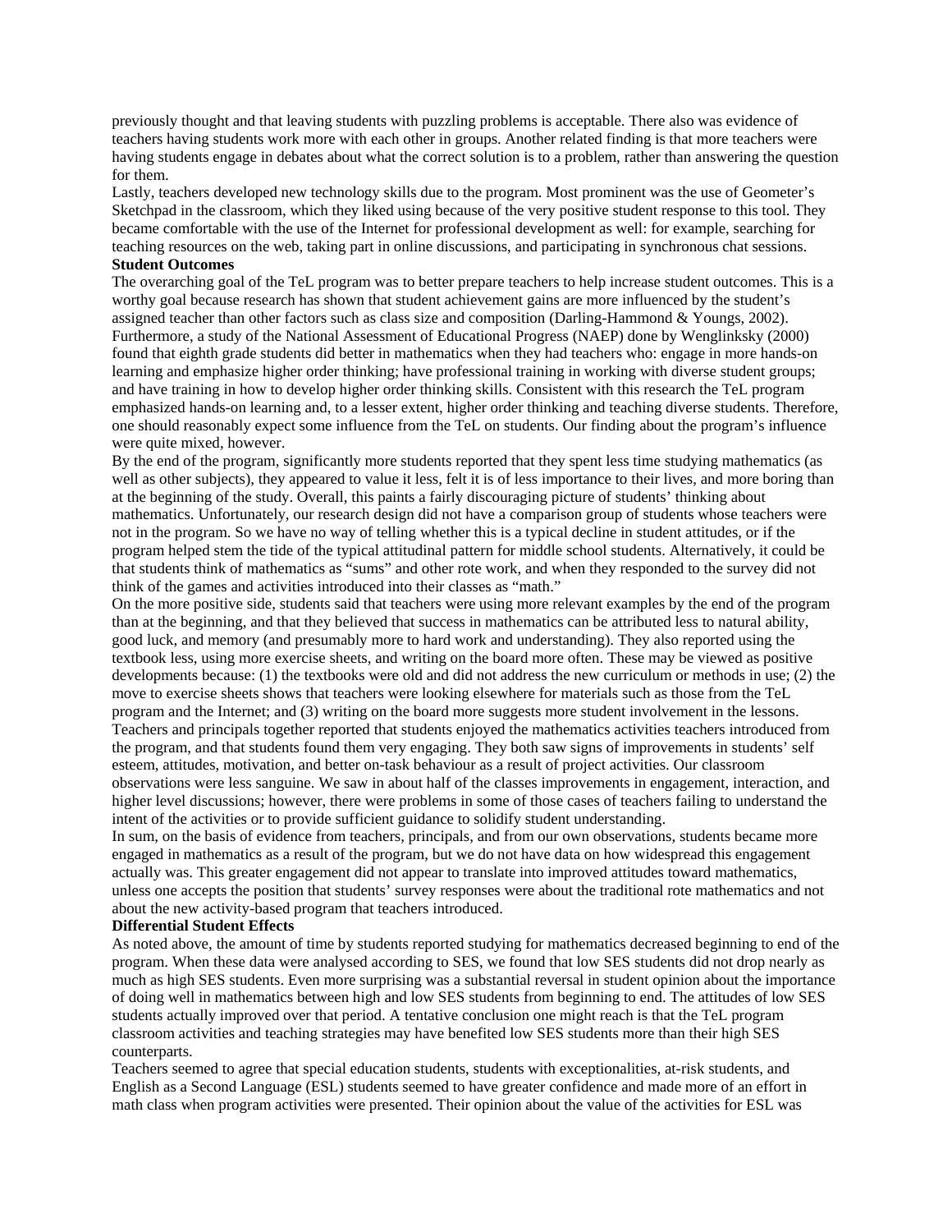previously thought and that leaving students with puzzling problems is acceptable. There also was evidence of teachers having students work more with each other in groups. Another related finding is that more teachers were having students engage in debates about what the correct solution is to a problem, rather than answering the question for them.

Lastly, teachers developed new technology skills due to the program. Most prominent was the use of Geometer's Sketchpad in the classroom, which they liked using because of the very positive student response to this tool. They became comfortable with the use of the Internet for professional development as well: for example, searching for teaching resources on the web, taking part in online discussions, and participating in synchronous chat sessions.

**Student Outcomes**

The overarching goal of the TeL program was to better prepare teachers to help increase student outcomes. This is a worthy goal because research has shown that student achievement gains are more influenced by the student's assigned teacher than other factors such as class size and composition (Darling-Hammond & Youngs, 2002). Furthermore, a study of the National Assessment of Educational Progress (NAEP) done by Wenglinksky (2000) found that eighth grade students did better in mathematics when they had teachers who: engage in more hands-on learning and emphasize higher order thinking; have professional training in working with diverse student groups; and have training in how to develop higher order thinking skills. Consistent with this research the TeL program emphasized hands-on learning and, to a lesser extent, higher order thinking and teaching diverse students. Therefore, one should reasonably expect some influence from the TeL on students. Our finding about the program's influence were quite mixed, however.

By the end of the program, significantly more students reported that they spent less time studying mathematics (as well as other subjects), they appeared to value it less, felt it is of less importance to their lives, and more boring than at the beginning of the study. Overall, this paints a fairly discouraging picture of students' thinking about mathematics. Unfortunately, our research design did not have a comparison group of students whose teachers were not in the program. So we have no way of telling whether this is a typical decline in student attitudes, or if the program helped stem the tide of the typical attitudinal pattern for middle school students. Alternatively, it could be that students think of mathematics as "sums" and other rote work, and when they responded to the survey did not think of the games and activities introduced into their classes as "math."

On the more positive side, students said that teachers were using more relevant examples by the end of the program than at the beginning, and that they believed that success in mathematics can be attributed less to natural ability, good luck, and memory (and presumably more to hard work and understanding). They also reported using the textbook less, using more exercise sheets, and writing on the board more often. These may be viewed as positive developments because: (1) the textbooks were old and did not address the new curriculum or methods in use; (2) the move to exercise sheets shows that teachers were looking elsewhere for materials such as those from the TeL program and the Internet; and (3) writing on the board more suggests more student involvement in the lessons.

Teachers and principals together reported that students enjoyed the mathematics activities teachers introduced from the program, and that students found them very engaging. They both saw signs of improvements in students' self esteem, attitudes, motivation, and better on-task behaviour as a result of project activities. Our classroom observations were less sanguine. We saw in about half of the classes improvements in engagement, interaction, and higher level discussions; however, there were problems in some of those cases of teachers failing to understand the intent of the activities or to provide sufficient guidance to solidify student understanding.

In sum, on the basis of evidence from teachers, principals, and from our own observations, students became more engaged in mathematics as a result of the program, but we do not have data on how widespread this engagement actually was. This greater engagement did not appear to translate into improved attitudes toward mathematics, unless one accepts the position that students' survey responses were about the traditional rote mathematics and not about the new activity-based program that teachers introduced.

**Differential Student Effects**

As noted above, the amount of time by students reported studying for mathematics decreased beginning to end of the program. When these data were analysed according to SES, we found that low SES students did not drop nearly as much as high SES students. Even more surprising was a substantial reversal in student opinion about the importance of doing well in mathematics between high and low SES students from beginning to end. The attitudes of low SES students actually improved over that period. A tentative conclusion one might reach is that the TeL program classroom activities and teaching strategies may have benefited low SES students more than their high SES counterparts.

Teachers seemed to agree that special education students, students with exceptionalities, at-risk students, and English as a Second Language (ESL) students seemed to have greater confidence and made more of an effort in math class when program activities were presented. Their opinion about the value of the activities for ESL was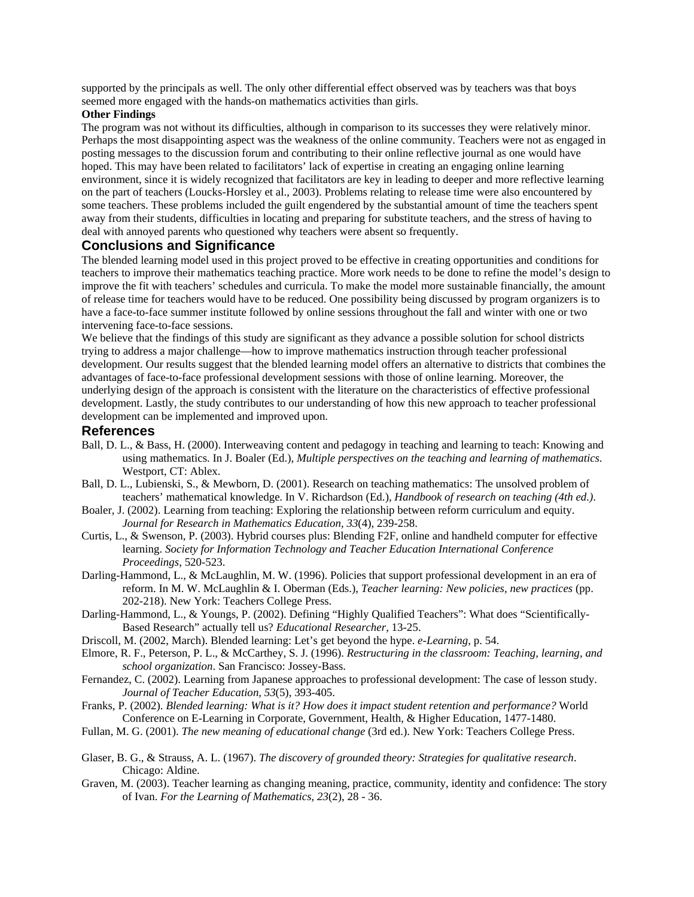supported by the principals as well. The only other differential effect observed was by teachers was that boys seemed more engaged with the hands-on mathematics activities than girls.

**Other Findings**

The program was not without its difficulties, although in comparison to its successes they were relatively minor. Perhaps the most disappointing aspect was the weakness of the online community. Teachers were not as engaged in posting messages to the discussion forum and contributing to their online reflective journal as one would have hoped. This may have been related to facilitators' lack of expertise in creating an engaging online learning environment, since it is widely recognized that facilitators are key in leading to deeper and more reflective learning on the part of teachers (Loucks-Horsley et al., 2003). Problems relating to release time were also encountered by some teachers. These problems included the guilt engendered by the substantial amount of time the teachers spent away from their students, difficulties in locating and preparing for substitute teachers, and the stress of having to deal with annoyed parents who questioned why teachers were absent so frequently.

## Conclusions and Significance

The blended learning model used in this project proved to be effective in creating opportunities and conditions for teachers to improve their mathematics teaching practice. More work needs to be done to refine the model's design to improve the fit with teachers' schedules and curricula. To make the model more sustainable financially, the amount of release time for teachers would have to be reduced. One possibility being discussed by program organizers is to have a face-to-face summer institute followed by online sessions throughout the fall and winter with one or two intervening face-to-face sessions.

We believe that the findings of this study are significant as they advance a possible solution for school districts trying to address a major challenge—how to improve mathematics instruction through teacher professional development. Our results suggest that the blended learning model offers an alternative to districts that combines the advantages of face-to-face professional development sessions with those of online learning. Moreover, the underlying design of the approach is consistent with the literature on the characteristics of effective professional development. Lastly, the study contributes to our understanding of how this new approach to teacher professional development can be implemented and improved upon.

## References

Ball, D. L., & Bass, H. (2000). Interweaving content and pedagogy in teaching and learning to teach: Knowing and using mathematics. In J. Boaler (Ed.), *Multiple perspectives on the teaching and learning of mathematics*. Westport, CT: Ablex.

Ball, D. L., Lubienski, S., & Mewborn, D. (2001). Research on teaching mathematics: The unsolved problem of teachers' mathematical knowledge. In V. Richardson (Ed.), *Handbook of research on teaching (4th ed.)*.

Boaler, J. (2002). Learning from teaching: Exploring the relationship between reform curriculum and equity. *Journal for Research in Mathematics Education, 33*(4), 239-258.

Curtis, L., & Swenson, P. (2003). Hybrid courses plus: Blending F2F, online and handheld computer for effective learning. *Society for Information Technology and Teacher Education International Conference Proceedings*, 520-523.

Darling-Hammond, L., & McLaughlin, M. W. (1996). Policies that support professional development in an era of reform. In M. W. McLaughlin & I. Oberman (Eds.), *Teacher learning: New policies, new practices* (pp. 202-218). New York: Teachers College Press.

Darling-Hammond, L., & Youngs, P. (2002). Defining "Highly Qualified Teachers": What does "Scientifically-Based Research" actually tell us? *Educational Researcher*, 13-25.

Driscoll, M. (2002, March). Blended learning: Let's get beyond the hype. *e-Learning*, p. 54.

Elmore, R. F., Peterson, P. L., & McCarthey, S. J. (1996). *Restructuring in the classroom: Teaching, learning, and school organization*. San Francisco: Jossey-Bass.

Fernandez, C. (2002). Learning from Japanese approaches to professional development: The case of lesson study. *Journal of Teacher Education, 53*(5), 393-405.

Franks, P. (2002). *Blended learning: What is it? How does it impact student retention and performance?* World Conference on E-Learning in Corporate, Government, Health, & Higher Education, 1477-1480.

Fullan, M. G. (2001). *The new meaning of educational change* (3rd ed.). New York: Teachers College Press.

Glaser, B. G., & Strauss, A. L. (1967). *The discovery of grounded theory: Strategies for qualitative research*. Chicago: Aldine.

Graven, M. (2003). Teacher learning as changing meaning, practice, community, identity and confidence: The story of Ivan. *For the Learning of Mathematics, 23*(2), 28 - 36.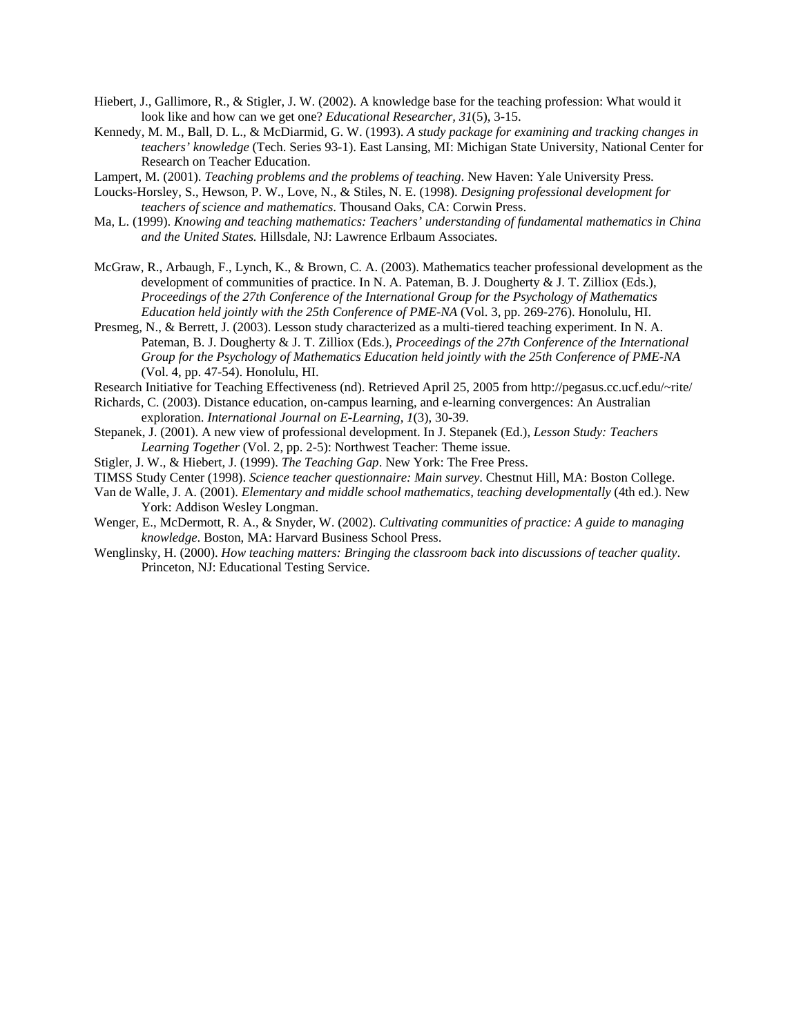Hiebert, J., Gallimore, R., & Stigler, J. W. (2002). A knowledge base for the teaching profession: What would it look like and how can we get one? *Educational Researcher, 31*(5), 3-15.

Kennedy, M. M., Ball, D. L., & McDiarmid, G. W. (1993). *A study package for examining and tracking changes in teachers' knowledge* (Tech. Series 93-1). East Lansing, MI: Michigan State University, National Center for Research on Teacher Education.

Lampert, M. (2001). *Teaching problems and the problems of teaching*. New Haven: Yale University Press.

Loucks-Horsley, S., Hewson, P. W., Love, N., & Stiles, N. E. (1998). *Designing professional development for teachers of science and mathematics*. Thousand Oaks, CA: Corwin Press.

Ma, L. (1999). *Knowing and teaching mathematics: Teachers' understanding of fundamental mathematics in China and the United States.* Hillsdale, NJ: Lawrence Erlbaum Associates.

McGraw, R., Arbaugh, F., Lynch, K., & Brown, C. A. (2003). Mathematics teacher professional development as the development of communities of practice. In N. A. Pateman, B. J. Dougherty & J. T. Zilliox (Eds.), *Proceedings of the 27th Conference of the International Group for the Psychology of Mathematics Education held jointly with the 25th Conference of PME-NA* (Vol. 3, pp. 269-276). Honolulu, HI.

Presmeg, N., & Berrett, J. (2003). Lesson study characterized as a multi-tiered teaching experiment. In N. A. Pateman, B. J. Dougherty & J. T. Zilliox (Eds.), *Proceedings of the 27th Conference of the International Group for the Psychology of Mathematics Education held jointly with the 25th Conference of PME-NA* (Vol. 4, pp. 47-54). Honolulu, HI.

Research Initiative for Teaching Effectiveness (nd). Retrieved April 25, 2005 from http://pegasus.cc.ucf.edu/~rite/

Richards, C. (2003). Distance education, on-campus learning, and e-learning convergences: An Australian exploration. *International Journal on E-Learning, 1*(3), 30-39.

Stepanek, J. (2001). A new view of professional development. In J. Stepanek (Ed.), *Lesson Study: Teachers Learning Together* (Vol. 2, pp. 2-5): Northwest Teacher: Theme issue.

Stigler, J. W., & Hiebert, J. (1999). *The Teaching Gap*. New York: The Free Press.

TIMSS Study Center (1998). *Science teacher questionnaire: Main survey*. Chestnut Hill, MA: Boston College.

Van de Walle, J. A. (2001). *Elementary and middle school mathematics, teaching developmentally* (4th ed.). New York: Addison Wesley Longman.

Wenger, E., McDermott, R. A., & Snyder, W. (2002). *Cultivating communities of practice: A guide to managing knowledge*. Boston, MA: Harvard Business School Press.

Wenglinsky, H. (2000). *How teaching matters: Bringing the classroom back into discussions of teacher quality*. Princeton, NJ: Educational Testing Service.